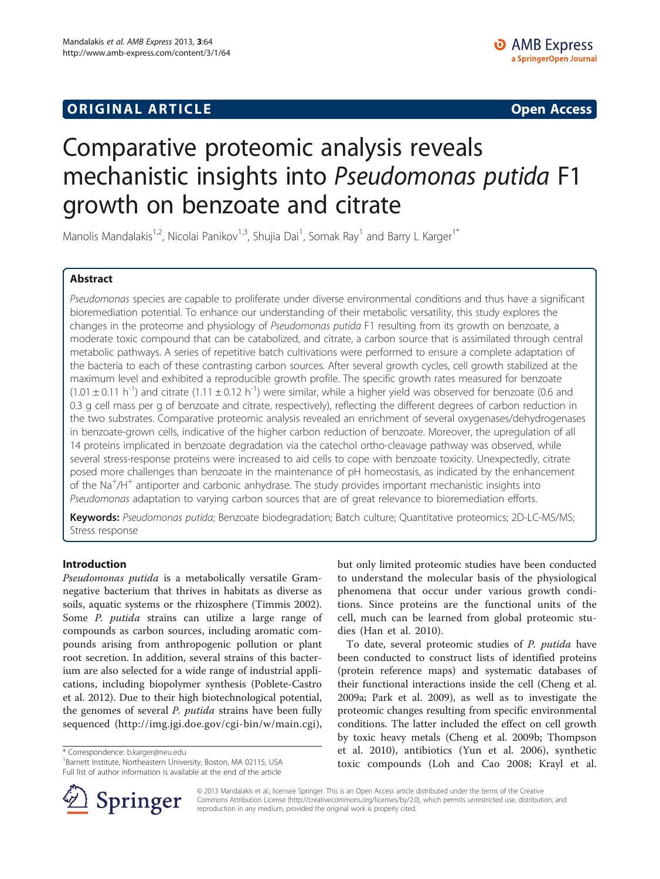**ORIGINAL ARTICLE** **Open Access**

# Comparative proteomic analysis reveals mechanistic insights into *Pseudomonas putida* F1 growth on benzoate and citrate

Manolis Mandalakis[1,2], Nicolai Panikov[1,3], Shujia Dai[1], Somak Ray[1] and Barry L Karger[1*]

## Abstract

*Pseudomonas* species are capable to proliferate under diverse environmental conditions and thus have a significant bioremediation potential. To enhance our understanding of their metabolic versatility, this study explores the changes in the proteome and physiology of *Pseudomonas putida* F1 resulting from its growth on benzoate, a moderate toxic compound that can be catabolized, and citrate, a carbon source that is assimilated through central metabolic pathways. A series of repetitive batch cultivations were performed to ensure a complete adaptation of the bacteria to each of these contrasting carbon sources. After several growth cycles, cell growth stabilized at the maximum level and exhibited a reproducible growth profile. The specific growth rates measured for benzoate ($1.01 \pm 0.11$ h$^{-1}$) and citrate ($1.11 \pm 0.12$ h$^{-1}$) were similar, while a higher yield was observed for benzoate (0.6 and 0.3 g cell mass per g of benzoate and citrate, respectively), reflecting the different degrees of carbon reduction in the two substrates. Comparative proteomic analysis revealed an enrichment of several oxygenases/dehydrogenases in benzoate-grown cells, indicative of the higher carbon reduction of benzoate. Moreover, the upregulation of all 14 proteins implicated in benzoate degradation via the catechol ortho-cleavage pathway was observed, while several stress-response proteins were increased to aid cells to cope with benzoate toxicity. Unexpectedly, citrate posed more challenges than benzoate in the maintenance of pH homeostasis, as indicated by the enhancement of the $Na^+/H^+$ antiporter and carbonic anhydrase. The study provides important mechanistic insights into *Pseudomonas* adaptation to varying carbon sources that are of great relevance to bioremediation efforts.

**Keywords:** *Pseudomonas putida*; Benzoate biodegradation; Batch culture; Quantitative proteomics; 2D-LC-MS/MS; Stress response

## Introduction

*Pseudomonas putida* is a metabolically versatile Gram-negative bacterium that thrives in habitats as diverse as soils, aquatic systems or the rhizosphere (Timmis 2002). Some *P. putida* strains can utilize a large range of compounds as carbon sources, including aromatic compounds arising from anthropogenic pollution or plant root secretion. In addition, several strains of this bacterium are also selected for a wide range of industrial applications, including biopolymer synthesis (Poblete-Castro et al. 2012). Due to their high biotechnological potential, the genomes of several *P. putida* strains have been fully sequenced (http://img.jgi.doe.gov/cgi-bin/w/main.cgi), but only limited proteomic studies have been conducted to understand the molecular basis of the physiological phenomena that occur under various growth conditions. Since proteins are the functional units of the cell, much can be learned from global proteomic studies (Han et al. 2010).

To date, several proteomic studies of *P. putida* have been conducted to construct lists of identified proteins (protein reference maps) and systematic databases of their functional interactions inside the cell (Cheng et al. 2009a; Park et al. 2009), as well as to investigate the proteomic changes resulting from specific environmental conditions. The latter included the effect on cell growth by toxic heavy metals (Cheng et al. 2009b; Thompson et al. 2010), antibiotics (Yun et al. 2006), synthetic toxic compounds (Loh and Cao 2008; Krayl et al.

\* Correspondence: b.karger@neu.edu
[1]Barnett Institute, Northeastern University, Boston, MA 02115, USA
Full list of author information is available at the end of the article

© 2013 Mandalakis et al.; licensee Springer. This is an Open Access article distributed under the terms of the Creative Commons Attribution License (http://creativecommons.org/licenses/by/2.0), which permits unrestricted use, distribution, and reproduction in any medium, provided the original work is properly cited.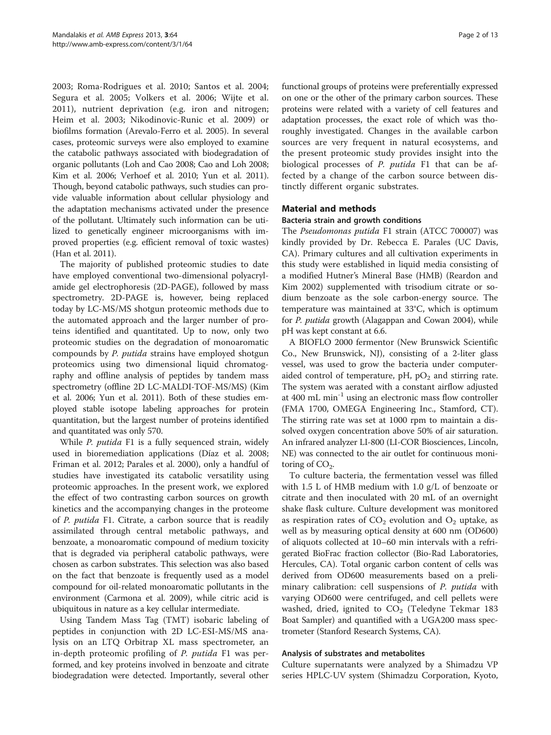2003; Roma-Rodrigues et al. 2010; Santos et al. 2004; Segura et al. 2005; Volkers et al. 2006; Wijte et al. 2011), nutrient deprivation (e.g. iron and nitrogen; Heim et al. 2003; Nikodinovic-Runic et al. 2009) or biofilms formation (Arevalo-Ferro et al. 2005). In several cases, proteomic surveys were also employed to examine the catabolic pathways associated with biodegradation of organic pollutants (Loh and Cao 2008; Cao and Loh 2008; Kim et al. 2006; Verhoef et al. 2010; Yun et al. 2011). Though, beyond catabolic pathways, such studies can provide valuable information about cellular physiology and the adaptation mechanisms activated under the presence of the pollutant. Ultimately such information can be utilized to genetically engineer microorganisms with improved properties (e.g. efficient removal of toxic wastes) (Han et al. 2011).

The majority of published proteomic studies to date have employed conventional two-dimensional polyacrylamide gel electrophoresis (2D-PAGE), followed by mass spectrometry. 2D-PAGE is, however, being replaced today by LC-MS/MS shotgun proteomic methods due to the automated approach and the larger number of proteins identified and quantitated. Up to now, only two proteomic studies on the degradation of monoaromatic compounds by *P. putida* strains have employed shotgun proteomics using two dimensional liquid chromatography and offline analysis of peptides by tandem mass spectrometry (offline 2D LC-MALDI-TOF-MS/MS) (Kim et al. 2006; Yun et al. 2011). Both of these studies employed stable isotope labeling approaches for protein quantitation, but the largest number of proteins identified and quantitated was only 570.

While *P. putida* F1 is a fully sequenced strain, widely used in bioremediation applications (Díaz et al. 2008; Friman et al. 2012; Parales et al. 2000), only a handful of studies have investigated its catabolic versatility using proteomic approaches. In the present work, we explored the effect of two contrasting carbon sources on growth kinetics and the accompanying changes in the proteome of *P. putida* F1. Citrate, a carbon source that is readily assimilated through central metabolic pathways, and benzoate, a monoaromatic compound of medium toxicity that is degraded via peripheral catabolic pathways, were chosen as carbon substrates. This selection was also based on the fact that benzoate is frequently used as a model compound for oil-related monoaromatic pollutants in the environment (Carmona et al. 2009), while citric acid is ubiquitous in nature as a key cellular intermediate.

Using Tandem Mass Tag (TMT) isobaric labeling of peptides in conjunction with 2D LC-ESI-MS/MS analysis on an LTQ Orbitrap XL mass spectrometer, an in-depth proteomic profiling of *P. putida* F1 was performed, and key proteins involved in benzoate and citrate biodegradation were detected. Importantly, several other functional groups of proteins were preferentially expressed on one or the other of the primary carbon sources. These proteins were related with a variety of cell features and adaptation processes, the exact role of which was thoroughly investigated. Changes in the available carbon sources are very frequent in natural ecosystems, and the present proteomic study provides insight into the biological processes of *P. putida* F1 that can be affected by a change of the carbon source between distinctly different organic substrates.

## Material and methods

### Bacteria strain and growth conditions

The *Pseudomonas putida* F1 strain (ATCC 700007) was kindly provided by Dr. Rebecca E. Parales (UC Davis, CA). Primary cultures and all cultivation experiments in this study were established in liquid media consisting of a modified Hutner's Mineral Base (HMB) (Reardon and Kim 2002) supplemented with trisodium citrate or sodium benzoate as the sole carbon-energy source. The temperature was maintained at 33°C, which is optimum for *P. putida* growth (Alagappan and Cowan 2004), while pH was kept constant at 6.6.

A BIOFLO 2000 fermentor (New Brunswick Scientific Co., New Brunswick, NJ), consisting of a 2-liter glass vessel, was used to grow the bacteria under computer-aided control of temperature, pH, $pO_2$ and stirring rate. The system was aerated with a constant airflow adjusted at 400 mL min$^{-1}$ using an electronic mass flow controller (FMA 1700, OMEGA Engineering Inc., Stamford, CT). The stirring rate was set at 1000 rpm to maintain a dissolved oxygen concentration above 50% of air saturation. An infrared analyzer LI-800 (LI-COR Biosciences, Lincoln, NE) was connected to the air outlet for continuous monitoring of $CO_2$.

To culture bacteria, the fermentation vessel was filled with 1.5 L of HMB medium with 1.0 g/L of benzoate or citrate and then inoculated with 20 mL of an overnight shake flask culture. Culture development was monitored as respiration rates of $CO_2$ evolution and $O_2$ uptake, as well as by measuring optical density at 600 nm (OD600) of aliquots collected at 10–60 min intervals with a refrigerated BioFrac fraction collector (Bio-Rad Laboratories, Hercules, CA). Total organic carbon content of cells was derived from OD600 measurements based on a preliminary calibration: cell suspensions of *P. putida* with varying OD600 were centrifuged, and cell pellets were washed, dried, ignited to $CO_2$ (Teledyne Tekmar 183 Boat Sampler) and quantified with a UGA200 mass spectrometer (Stanford Research Systems, CA).

### Analysis of substrates and metabolites

Culture supernatants were analyzed by a Shimadzu VP series HPLC-UV system (Shimadzu Corporation, Kyoto,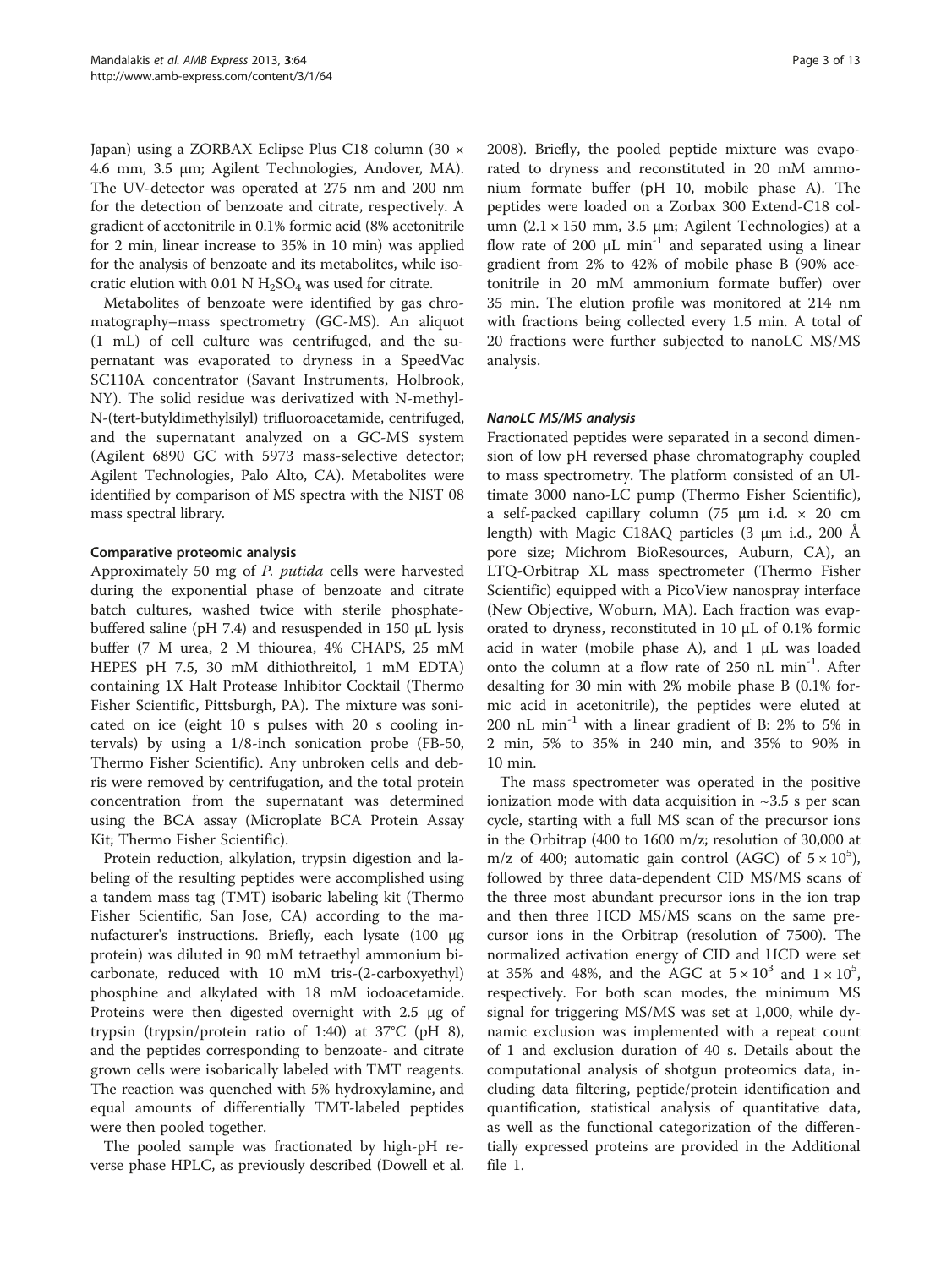Japan) using a ZORBAX Eclipse Plus C18 column (30 × 4.6 mm, 3.5 μm; Agilent Technologies, Andover, MA). The UV-detector was operated at 275 nm and 200 nm for the detection of benzoate and citrate, respectively. A gradient of acetonitrile in 0.1% formic acid (8% acetonitrile for 2 min, linear increase to 35% in 10 min) was applied for the analysis of benzoate and its metabolites, while isocratic elution with 0.01 N $H_2SO_4$ was used for citrate.

Metabolites of benzoate were identified by gas chromatography–mass spectrometry (GC-MS). An aliquot (1 mL) of cell culture was centrifuged, and the supernatant was evaporated to dryness in a SpeedVac SC110A concentrator (Savant Instruments, Holbrook, NY). The solid residue was derivatized with N-methyl-N-(tert-butyldimethylsilyl) trifluoroacetamide, centrifuged, and the supernatant analyzed on a GC-MS system (Agilent 6890 GC with 5973 mass-selective detector; Agilent Technologies, Palo Alto, CA). Metabolites were identified by comparison of MS spectra with the NIST 08 mass spectral library.

### Comparative proteomic analysis

Approximately 50 mg of *P. putida* cells were harvested during the exponential phase of benzoate and citrate batch cultures, washed twice with sterile phosphate-buffered saline (pH 7.4) and resuspended in 150 μL lysis buffer (7 M urea, 2 M thiourea, 4% CHAPS, 25 mM HEPES pH 7.5, 30 mM dithiothreitol, 1 mM EDTA) containing 1X Halt Protease Inhibitor Cocktail (Thermo Fisher Scientific, Pittsburgh, PA). The mixture was sonicated on ice (eight 10 s pulses with 20 s cooling intervals) by using a 1/8-inch sonication probe (FB-50, Thermo Fisher Scientific). Any unbroken cells and debris were removed by centrifugation, and the total protein concentration from the supernatant was determined using the BCA assay (Microplate BCA Protein Assay Kit; Thermo Fisher Scientific).

Protein reduction, alkylation, trypsin digestion and labeling of the resulting peptides were accomplished using a tandem mass tag (TMT) isobaric labeling kit (Thermo Fisher Scientific, San Jose, CA) according to the manufacturer's instructions. Briefly, each lysate (100 μg protein) was diluted in 90 mM tetraethyl ammonium bicarbonate, reduced with 10 mM tris-(2-carboxyethyl) phosphine and alkylated with 18 mM iodoacetamide. Proteins were then digested overnight with 2.5 μg of trypsin (trypsin/protein ratio of 1:40) at 37°C (pH 8), and the peptides corresponding to benzoate- and citrate grown cells were isobarically labeled with TMT reagents. The reaction was quenched with 5% hydroxylamine, and equal amounts of differentially TMT-labeled peptides were then pooled together.

The pooled sample was fractionated by high-pH reverse phase HPLC, as previously described (Dowell et al. 2008). Briefly, the pooled peptide mixture was evaporated to dryness and reconstituted in 20 mM ammonium formate buffer (pH 10, mobile phase A). The peptides were loaded on a Zorbax 300 Extend-C18 column (2.1 × 150 mm, 3.5 μm; Agilent Technologies) at a flow rate of 200 μL $min^{-1}$ and separated using a linear gradient from 2% to 42% of mobile phase B (90% acetonitrile in 20 mM ammonium formate buffer) over 35 min. The elution profile was monitored at 214 nm with fractions being collected every 1.5 min. A total of 20 fractions were further subjected to nanoLC MS/MS analysis.

#### NanoLC MS/MS analysis

Fractionated peptides were separated in a second dimension of low pH reversed phase chromatography coupled to mass spectrometry. The platform consisted of an Ultimate 3000 nano-LC pump (Thermo Fisher Scientific), a self-packed capillary column (75 μm i.d. × 20 cm length) with Magic C18AQ particles (3 μm i.d., 200 Å pore size; Michrom BioResources, Auburn, CA), an LTQ-Orbitrap XL mass spectrometer (Thermo Fisher Scientific) equipped with a PicoView nanospray interface (New Objective, Woburn, MA). Each fraction was evaporated to dryness, reconstituted in 10 μL of 0.1% formic acid in water (mobile phase A), and 1 μL was loaded onto the column at a flow rate of 250 nL $min^{-1}$. After desalting for 30 min with 2% mobile phase B (0.1% formic acid in acetonitrile), the peptides were eluted at 200 nL $min^{-1}$ with a linear gradient of B: 2% to 5% in 2 min, 5% to 35% in 240 min, and 35% to 90% in 10 min.

The mass spectrometer was operated in the positive ionization mode with data acquisition in ~3.5 s per scan cycle, starting with a full MS scan of the precursor ions in the Orbitrap (400 to 1600 m/z; resolution of 30,000 at m/z of 400; automatic gain control (AGC) of $5 \times 10^5$), followed by three data-dependent CID MS/MS scans of the three most abundant precursor ions in the ion trap and then three HCD MS/MS scans on the same precursor ions in the Orbitrap (resolution of 7500). The normalized activation energy of CID and HCD were set at 35% and 48%, and the AGC at $5 \times 10^3$ and $1 \times 10^5$, respectively. For both scan modes, the minimum MS signal for triggering MS/MS was set at 1,000, while dynamic exclusion was implemented with a repeat count of 1 and exclusion duration of 40 s. Details about the computational analysis of shotgun proteomics data, including data filtering, peptide/protein identification and quantification, statistical analysis of quantitative data, as well as the functional categorization of the differentially expressed proteins are provided in the Additional file 1.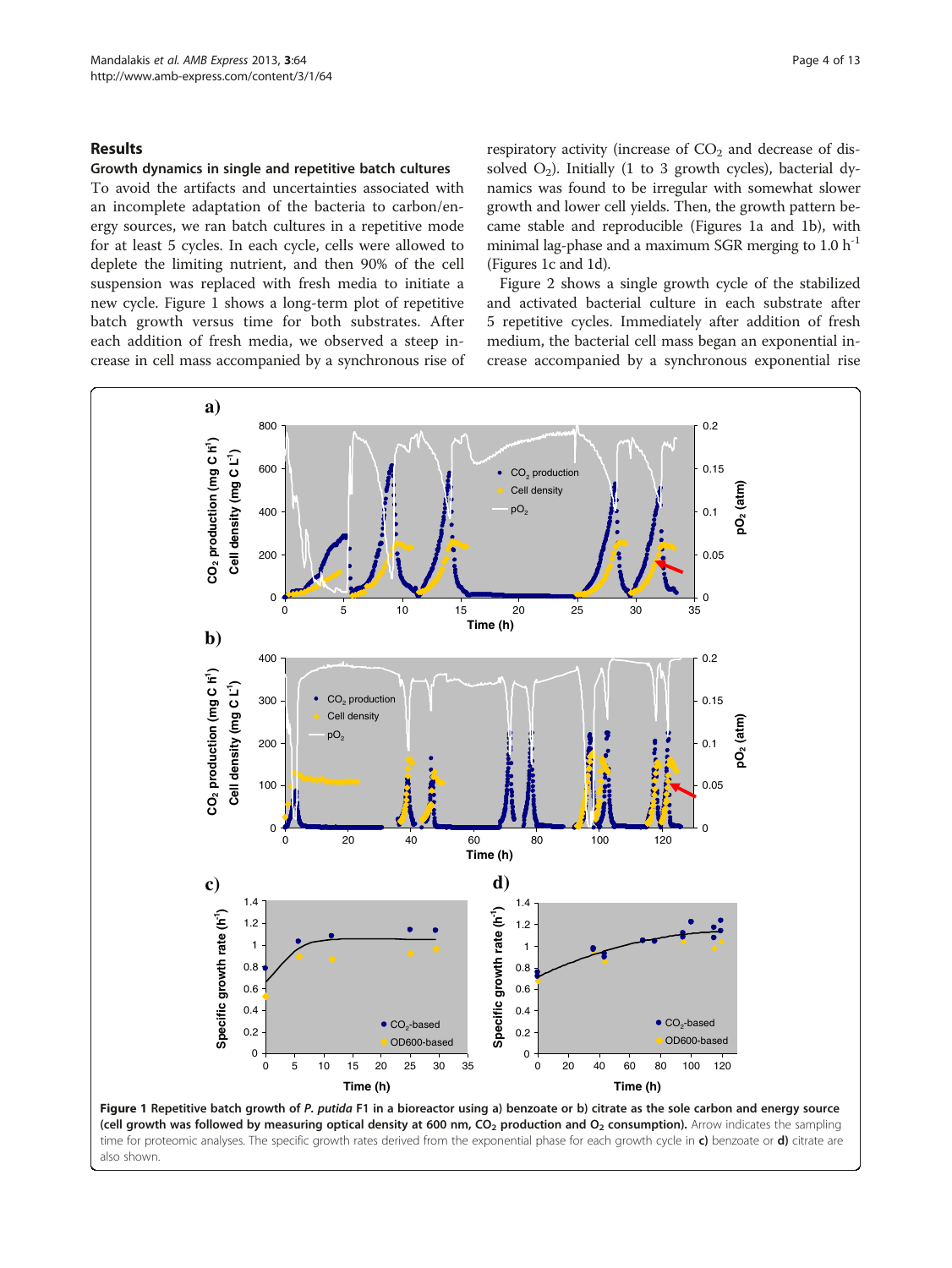## Results

### Growth dynamics in single and repetitive batch cultures

To avoid the artifacts and uncertainties associated with an incomplete adaptation of the bacteria to carbon/energy sources, we ran batch cultures in a repetitive mode for at least 5 cycles. In each cycle, cells were allowed to deplete the limiting nutrient, and then 90% of the cell suspension was replaced with fresh media to initiate a new cycle. Figure 1 shows a long-term plot of repetitive batch growth versus time for both substrates. After each addition of fresh media, we observed a steep increase in cell mass accompanied by a synchronous rise of respiratory activity (increase of $CO_2$ and decrease of dissolved $O_2$). Initially (1 to 3 growth cycles), bacterial dynamics was found to be irregular with somewhat slower growth and lower cell yields. Then, the growth pattern became stable and reproducible (Figures 1a and 1b), with minimal lag-phase and a maximum SGR merging to 1.0 $h^{-1}$ (Figures 1c and 1d).

Figure 2 shows a single growth cycle of the stabilized and activated bacterial culture in each substrate after 5 repetitive cycles. Immediately after addition of fresh medium, the bacterial cell mass began an exponential increase accompanied by a synchronous exponential rise

**Figure 1 Repetitive batch growth of *P. putida* F1 in a bioreactor using a) benzoate or b) citrate as the sole carbon and energy source (cell growth was followed by measuring optical density at 600 nm, $CO_2$ production and $O_2$ consumption).** Arrow indicates the sampling time for proteomic analyses. The specific growth rates derived from the exponential phase for each growth cycle in **c)** benzoate or **d)** citrate are also shown.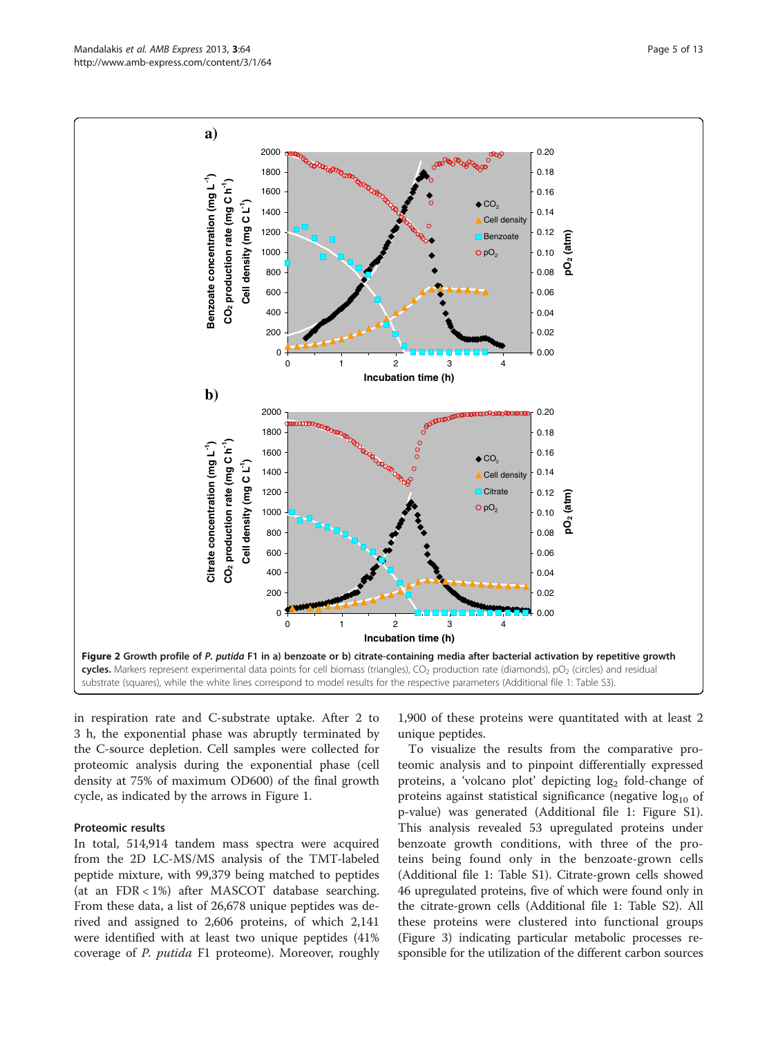**Figure 2 Growth profile of *P. putida* F1 in a) benzoate or b) citrate-containing media after bacterial activation by repetitive growth cycles.** Markers represent experimental data points for cell biomass (triangles), $CO_2$ production rate (diamonds), $pO_2$ (circles) and residual substrate (squares), while the white lines correspond to model results for the respective parameters (Additional file 1: Table S3).

in respiration rate and C-substrate uptake. After 2 to 3 h, the exponential phase was abruptly terminated by the C-source depletion. Cell samples were collected for proteomic analysis during the exponential phase (cell density at 75% of maximum OD600) of the final growth cycle, as indicated by the arrows in Figure 1.

### Proteomic results

In total, 514,914 tandem mass spectra were acquired from the 2D LC-MS/MS analysis of the TMT-labeled peptide mixture, with 99,379 being matched to peptides (at an FDR < 1%) after MASCOT database searching. From these data, a list of 26,678 unique peptides was derived and assigned to 2,606 proteins, of which 2,141 were identified with at least two unique peptides (41% coverage of *P. putida* F1 proteome). Moreover, roughly 1,900 of these proteins were quantitated with at least 2 unique peptides.

To visualize the results from the comparative proteomic analysis and to pinpoint differentially expressed proteins, a 'volcano plot' depicting $\log_2$ fold-change of proteins against statistical significance (negative $\log_{10}$ of p-value) was generated (Additional file 1: Figure S1). This analysis revealed 53 upregulated proteins under benzoate growth conditions, with three of the proteins being found only in the benzoate-grown cells (Additional file 1: Table S1). Citrate-grown cells showed 46 upregulated proteins, five of which were found only in the citrate-grown cells (Additional file 1: Table S2). All these proteins were clustered into functional groups (Figure 3) indicating particular metabolic processes responsible for the utilization of the different carbon sources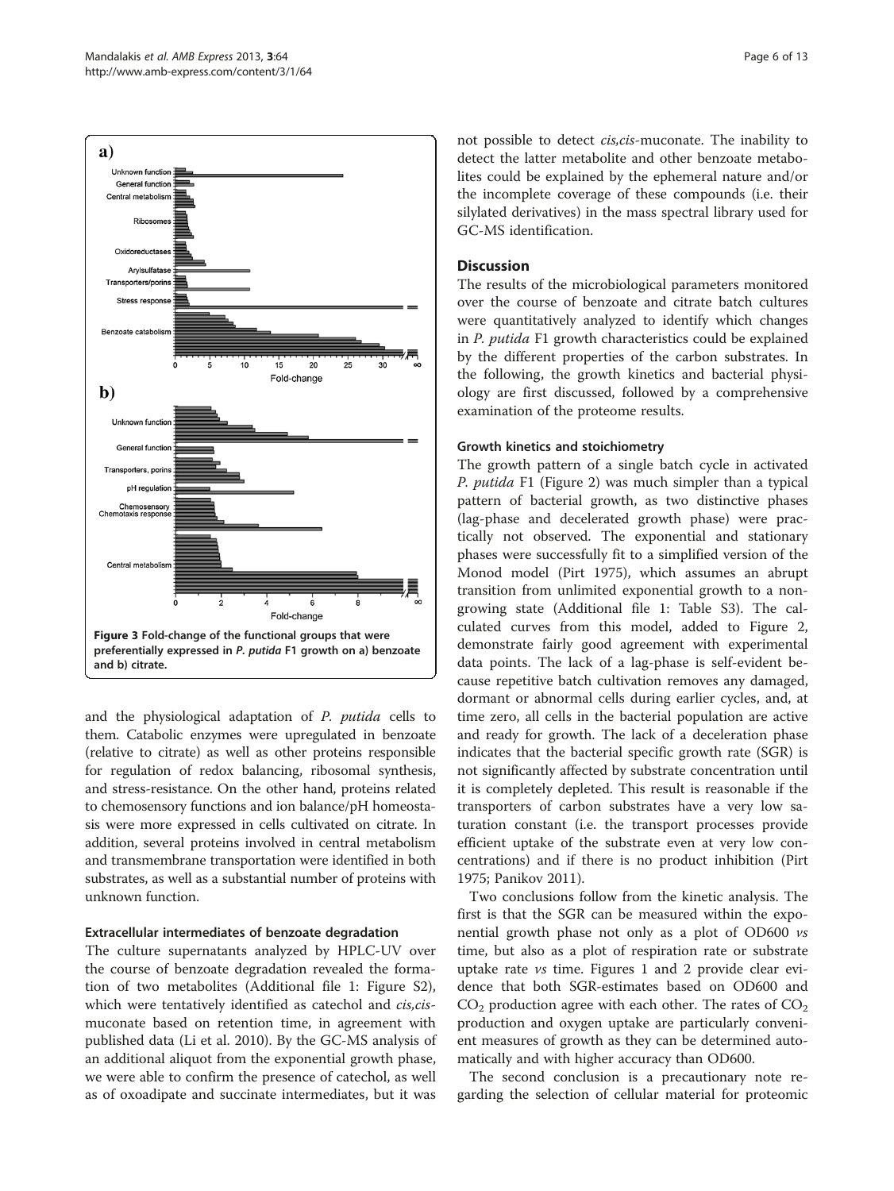Figure 3 Fold-change of the functional groups that were preferentially expressed in *P. putida* F1 growth on a) benzoate and b) citrate.

and the physiological adaptation of *P. putida* cells to them. Catabolic enzymes were upregulated in benzoate (relative to citrate) as well as other proteins responsible for regulation of redox balancing, ribosomal synthesis, and stress-resistance. On the other hand, proteins related to chemosensory functions and ion balance/pH homeostasis were more expressed in cells cultivated on citrate. In addition, several proteins involved in central metabolism and transmembrane transportation were identified in both substrates, as well as a substantial number of proteins with unknown function.

#### Extracellular intermediates of benzoate degradation

The culture supernatants analyzed by HPLC-UV over the course of benzoate degradation revealed the formation of two metabolites (Additional file 1: Figure S2), which were tentatively identified as catechol and *cis,cis*-muconate based on retention time, in agreement with published data (Li et al. 2010). By the GC-MS analysis of an additional aliquot from the exponential growth phase, we were able to confirm the presence of catechol, as well as of oxoadipate and succinate intermediates, but it was not possible to detect *cis,cis*-muconate. The inability to detect the latter metabolite and other benzoate metabolites could be explained by the ephemeral nature and/or the incomplete coverage of these compounds (i.e. their silylated derivatives) in the mass spectral library used for GC-MS identification.

## Discussion

The results of the microbiological parameters monitored over the course of benzoate and citrate batch cultures were quantitatively analyzed to identify which changes in *P. putida* F1 growth characteristics could be explained by the different properties of the carbon substrates. In the following, the growth kinetics and bacterial physiology are first discussed, followed by a comprehensive examination of the proteome results.

#### Growth kinetics and stoichiometry

The growth pattern of a single batch cycle in activated *P. putida* F1 (Figure 2) was much simpler than a typical pattern of bacterial growth, as two distinctive phases (lag-phase and decelerated growth phase) were practically not observed. The exponential and stationary phases were successfully fit to a simplified version of the Monod model (Pirt 1975), which assumes an abrupt transition from unlimited exponential growth to a non-growing state (Additional file 1: Table S3). The calculated curves from this model, added to Figure 2, demonstrate fairly good agreement with experimental data points. The lack of a lag-phase is self-evident because repetitive batch cultivation removes any damaged, dormant or abnormal cells during earlier cycles, and, at time zero, all cells in the bacterial population are active and ready for growth. The lack of a deceleration phase indicates that the bacterial specific growth rate (SGR) is not significantly affected by substrate concentration until it is completely depleted. This result is reasonable if the transporters of carbon substrates have a very low saturation constant (i.e. the transport processes provide efficient uptake of the substrate even at very low concentrations) and if there is no product inhibition (Pirt 1975; Panikov 2011).

Two conclusions follow from the kinetic analysis. The first is that the SGR can be measured within the exponential growth phase not only as a plot of OD600 *vs* time, but also as a plot of respiration rate or substrate uptake rate *vs* time. Figures 1 and 2 provide clear evidence that both SGR-estimates based on OD600 and $CO_2$ production agree with each other. The rates of $CO_2$ production and oxygen uptake are particularly convenient measures of growth as they can be determined automatically and with higher accuracy than OD600.

The second conclusion is a precautionary note regarding the selection of cellular material for proteomic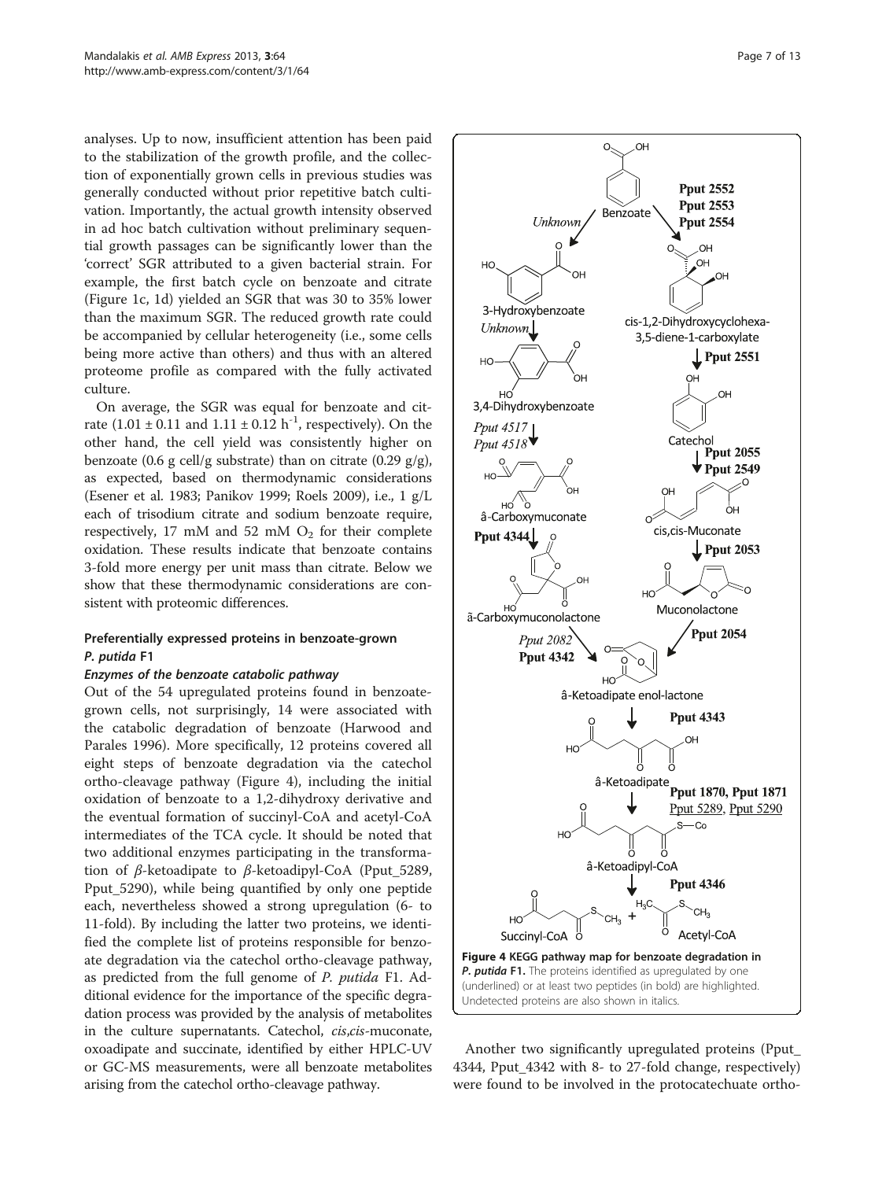analyses. Up to now, insufficient attention has been paid to the stabilization of the growth profile, and the collection of exponentially grown cells in previous studies was generally conducted without prior repetitive batch cultivation. Importantly, the actual growth intensity observed in ad hoc batch cultivation without preliminary sequential growth passages can be significantly lower than the 'correct' SGR attributed to a given bacterial strain. For example, the first batch cycle on benzoate and citrate (Figure 1c, 1d) yielded an SGR that was 30 to 35% lower than the maximum SGR. The reduced growth rate could be accompanied by cellular heterogeneity (i.e., some cells being more active than others) and thus with an altered proteome profile as compared with the fully activated culture.

On average, the SGR was equal for benzoate and citrate ($1.01 \pm 0.11$ and $1.11 \pm 0.12$ $h^{-1}$, respectively). On the other hand, the cell yield was consistently higher on benzoate (0.6 g cell/g substrate) than on citrate (0.29 g/g), as expected, based on thermodynamic considerations (Esener et al. 1983; Panikov 1999; Roels 2009), i.e., 1 g/L each of trisodium citrate and sodium benzoate require, respectively, 17 mM and 52 mM $O_2$ for their complete oxidation. These results indicate that benzoate contains 3-fold more energy per unit mass than citrate. Below we show that these thermodynamic considerations are consistent with proteomic differences.

## Preferentially expressed proteins in benzoate-grown *P. putida* F1

### *Enzymes of the benzoate catabolic pathway*

Out of the 54 upregulated proteins found in benzoate-grown cells, not surprisingly, 14 were associated with the catabolic degradation of benzoate (Harwood and Parales 1996). More specifically, 12 proteins covered all eight steps of benzoate degradation via the catechol ortho-cleavage pathway (Figure 4), including the initial oxidation of benzoate to a 1,2-dihydroxy derivative and the eventual formation of succinyl-CoA and acetyl-CoA intermediates of the TCA cycle. It should be noted that two additional enzymes participating in the transformation of *β*-ketoadipate to *β*-ketoadipyl-CoA (Pput_5289, Pput_5290), while being quantified by only one peptide each, nevertheless showed a strong upregulation (6- to 11-fold). By including the latter two proteins, we identified the complete list of proteins responsible for benzoate degradation via the catechol ortho-cleavage pathway, as predicted from the full genome of *P. putida* F1. Additional evidence for the importance of the specific degradation process was provided by the analysis of metabolites in the culture supernatants. Catechol, *cis*,*cis*-muconate, oxoadipate and succinate, identified by either HPLC-UV or GC-MS measurements, were all benzoate metabolites arising from the catechol ortho-cleavage pathway.

**Figure 4 KEGG pathway map for benzoate degradation in *P. putida* F1.** The proteins identified as upregulated by one (underlined) or at least two peptides (in bold) are highlighted. Undetected proteins are also shown in italics.

Another two significantly upregulated proteins (Pput_4344, Pput_4342 with 8- to 27-fold change, respectively) were found to be involved in the protocatechuate ortho-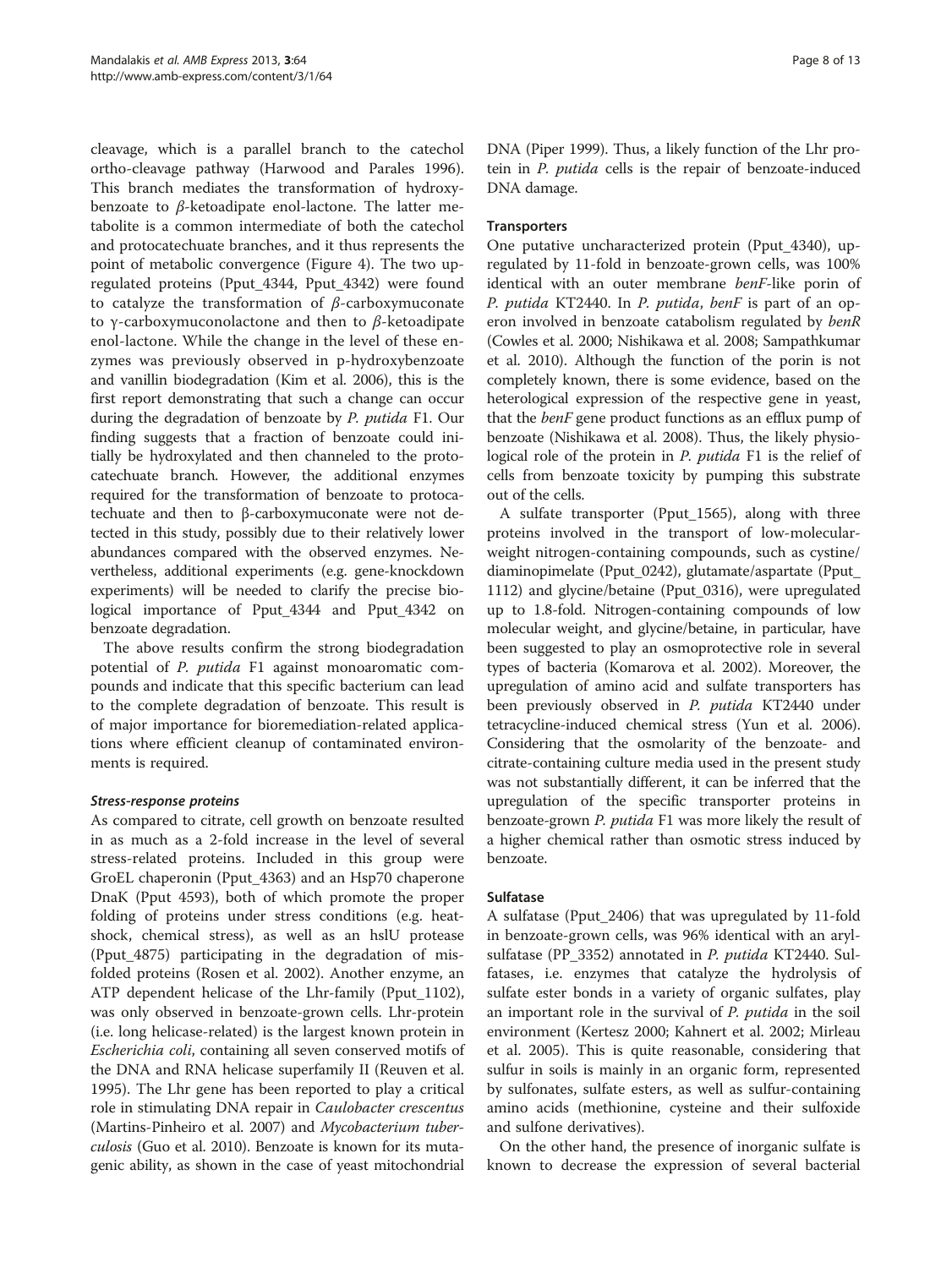cleavage, which is a parallel branch to the catechol ortho-cleavage pathway (Harwood and Parales 1996). This branch mediates the transformation of hydroxybenzoate to *β*-ketoadipate enol-lactone. The latter metabolite is a common intermediate of both the catechol and protocatechuate branches, and it thus represents the point of metabolic convergence (Figure 4). The two upregulated proteins (Pput_4344, Pput_4342) were found to catalyze the transformation of *β*-carboxymuconate to γ-carboxymuconolactone and then to *β*-ketoadipate enol-lactone. While the change in the level of these enzymes was previously observed in p-hydroxybenzoate and vanillin biodegradation (Kim et al. 2006), this is the first report demonstrating that such a change can occur during the degradation of benzoate by *P. putida* F1. Our finding suggests that a fraction of benzoate could initially be hydroxylated and then channeled to the protocatechuate branch. However, the additional enzymes required for the transformation of benzoate to protocatechuate and then to β-carboxymuconate were not detected in this study, possibly due to their relatively lower abundances compared with the observed enzymes. Nevertheless, additional experiments (e.g. gene-knockdown experiments) will be needed to clarify the precise biological importance of Pput_4344 and Pput_4342 on benzoate degradation.

The above results confirm the strong biodegradation potential of *P. putida* F1 against monoaromatic compounds and indicate that this specific bacterium can lead to the complete degradation of benzoate. This result is of major importance for bioremediation-related applications where efficient cleanup of contaminated environments is required.

#### *Stress-response proteins*

As compared to citrate, cell growth on benzoate resulted in as much as a 2-fold increase in the level of several stress-related proteins. Included in this group were GroEL chaperonin (Pput_4363) and an Hsp70 chaperone DnaK (Pput 4593), both of which promote the proper folding of proteins under stress conditions (e.g. heat-shock, chemical stress), as well as an hslU protease (Pput_4875) participating in the degradation of misfolded proteins (Rosen et al. 2002). Another enzyme, an ATP dependent helicase of the Lhr-family (Pput_1102), was only observed in benzoate-grown cells. Lhr-protein (i.e. long helicase-related) is the largest known protein in *Escherichia coli*, containing all seven conserved motifs of the DNA and RNA helicase superfamily II (Reuven et al. 1995). The Lhr gene has been reported to play a critical role in stimulating DNA repair in *Caulobacter crescentus* (Martins-Pinheiro et al. 2007) and *Mycobacterium tuberculosis* (Guo et al. 2010). Benzoate is known for its mutagenic ability, as shown in the case of yeast mitochondrial DNA (Piper 1999). Thus, a likely function of the Lhr protein in *P. putida* cells is the repair of benzoate-induced DNA damage.

#### Transporters

One putative uncharacterized protein (Pput_4340), upregulated by 11-fold in benzoate-grown cells, was 100% identical with an outer membrane *benF*-like porin of *P. putida* KT2440. In *P. putida*, *benF* is part of an operon involved in benzoate catabolism regulated by *benR* (Cowles et al. 2000; Nishikawa et al. 2008; Sampathkumar et al. 2010). Although the function of the porin is not completely known, there is some evidence, based on the heterological expression of the respective gene in yeast, that the *benF* gene product functions as an efflux pump of benzoate (Nishikawa et al. 2008). Thus, the likely physiological role of the protein in *P. putida* F1 is the relief of cells from benzoate toxicity by pumping this substrate out of the cells.

A sulfate transporter (Pput_1565), along with three proteins involved in the transport of low-molecular-weight nitrogen-containing compounds, such as cystine/diaminopimelate (Pput_0242), glutamate/aspartate (Pput_1112) and glycine/betaine (Pput_0316), were upregulated up to 1.8-fold. Nitrogen-containing compounds of low molecular weight, and glycine/betaine, in particular, have been suggested to play an osmoprotective role in several types of bacteria (Komarova et al. 2002). Moreover, the upregulation of amino acid and sulfate transporters has been previously observed in *P. putida* KT2440 under tetracycline-induced chemical stress (Yun et al. 2006). Considering that the osmolarity of the benzoate- and citrate-containing culture media used in the present study was not substantially different, it can be inferred that the upregulation of the specific transporter proteins in benzoate-grown *P. putida* F1 was more likely the result of a higher chemical rather than osmotic stress induced by benzoate.

#### Sulfatase

A sulfatase (Pput_2406) that was upregulated by 11-fold in benzoate-grown cells, was 96% identical with an arylsulfatase (PP_3352) annotated in *P. putida* KT2440. Sulfatases, i.e. enzymes that catalyze the hydrolysis of sulfate ester bonds in a variety of organic sulfates, play an important role in the survival of *P. putida* in the soil environment (Kertesz 2000; Kahnert et al. 2002; Mirleau et al. 2005). This is quite reasonable, considering that sulfur in soils is mainly in an organic form, represented by sulfonates, sulfate esters, as well as sulfur-containing amino acids (methionine, cysteine and their sulfoxide and sulfone derivatives).

On the other hand, the presence of inorganic sulfate is known to decrease the expression of several bacterial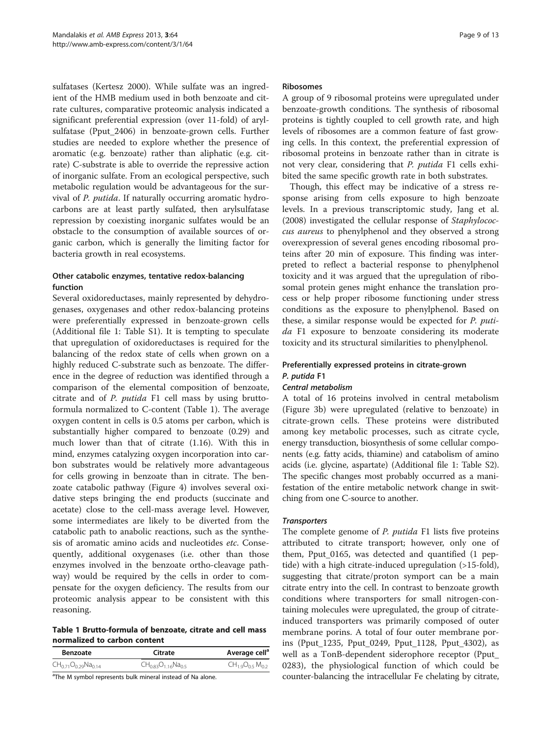sulfatases (Kertesz 2000). While sulfate was an ingredient of the HMB medium used in both benzoate and citrate cultures, comparative proteomic analysis indicated a significant preferential expression (over 11-fold) of arylsulfatase (Pput_2406) in benzoate-grown cells. Further studies are needed to explore whether the presence of aromatic (e.g. benzoate) rather than aliphatic (e.g. citrate) C-substrate is able to override the repressive action of inorganic sulfate. From an ecological perspective, such metabolic regulation would be advantageous for the survival of *P. putida*. If naturally occurring aromatic hydrocarbons are at least partly sulfated, then arylsulfatase repression by coexisting inorganic sulfates would be an obstacle to the consumption of available sources of organic carbon, which is generally the limiting factor for bacteria growth in real ecosystems.

### Other catabolic enzymes, tentative redox-balancing function

Several oxidoreductases, mainly represented by dehydrogenases, oxygenases and other redox-balancing proteins were preferentially expressed in benzoate-grown cells (Additional file 1: Table S1). It is tempting to speculate that upregulation of oxidoreductases is required for the balancing of the redox state of cells when grown on a highly reduced C-substrate such as benzoate. The difference in the degree of reduction was identified through a comparison of the elemental composition of benzoate, citrate and of *P. putida* F1 cell mass by using brutto-formula normalized to C-content (Table 1). The average oxygen content in cells is 0.5 atoms per carbon, which is substantially higher compared to benzoate (0.29) and much lower than that of citrate (1.16). With this in mind, enzymes catalyzing oxygen incorporation into carbon substrates would be relatively more advantageous for cells growing in benzoate than in citrate. The benzoate catabolic pathway (Figure 4) involves several oxidative steps bringing the end products (succinate and acetate) close to the cell-mass average level. However, some intermediates are likely to be diverted from the catabolic path to anabolic reactions, such as the synthesis of aromatic amino acids and nucleotides *etc*. Consequently, additional oxygenases (i.e. other than those enzymes involved in the benzoate ortho-cleavage pathway) would be required by the cells in order to compensate for the oxygen deficiency. The results from our proteomic analysis appear to be consistent with this reasoning.

**Table 1 Brutto-formula of benzoate, citrate and cell mass normalized to carbon content**

| Benzoate | Citrate | Average cell[a] |
|---|---|---|
| $CH_{0.71}O_{0.29}Na_{0.14}$ | $CH_{0.83}O_{1.16}Na_{0.5}$ | $CH_{1.9}O_{0.5}M_{0.2}$ |

[a]The M symbol represents bulk mineral instead of Na alone.

### Ribosomes

A group of 9 ribosomal proteins were upregulated under benzoate-growth conditions. The synthesis of ribosomal proteins is tightly coupled to cell growth rate, and high levels of ribosomes are a common feature of fast growing cells. In this context, the preferential expression of ribosomal proteins in benzoate rather than in citrate is not very clear, considering that *P. putida* F1 cells exhibited the same specific growth rate in both substrates.

Though, this effect may be indicative of a stress response arising from cells exposure to high benzoate levels. In a previous transcriptomic study, Jang et al. (2008) investigated the cellular response of *Staphylococcus aureus* to phenylphenol and they observed a strong overexpression of several genes encoding ribosomal proteins after 20 min of exposure. This finding was interpreted to reflect a bacterial response to phenylphenol toxicity and it was argued that the upregulation of ribosomal protein genes might enhance the translation process or help proper ribosome functioning under stress conditions as the exposure to phenylphenol. Based on these, a similar response would be expected for *P. putida* F1 exposure to benzoate considering its moderate toxicity and its structural similarities to phenylphenol.

## Preferentially expressed proteins in citrate-grown *P. putida* F1

### Central metabolism

A total of 16 proteins involved in central metabolism (Figure 3b) were upregulated (relative to benzoate) in citrate-grown cells. These proteins were distributed among key metabolic processes, such as citrate cycle, energy transduction, biosynthesis of some cellular components (e.g. fatty acids, thiamine) and catabolism of amino acids (i.e. glycine, aspartate) (Additional file 1: Table S2). The specific changes most probably occurred as a manifestation of the entire metabolic network change in switching from one C-source to another.

### Transporters

The complete genome of *P. putida* F1 lists five proteins attributed to citrate transport; however, only one of them, Pput_0165, was detected and quantified (1 peptide) with a high citrate-induced upregulation (>15-fold), suggesting that citrate/proton symport can be a main citrate entry into the cell. In contrast to benzoate growth conditions where transporters for small nitrogen-containing molecules were upregulated, the group of citrate-induced transporters was primarily composed of outer membrane porins. A total of four outer membrane porins (Pput_1235, Pput_0249, Pput_1128, Pput_4302), as well as a TonB-dependent siderophore receptor (Pput_0283), the physiological function of which could be counter-balancing the intracellular Fe chelating by citrate,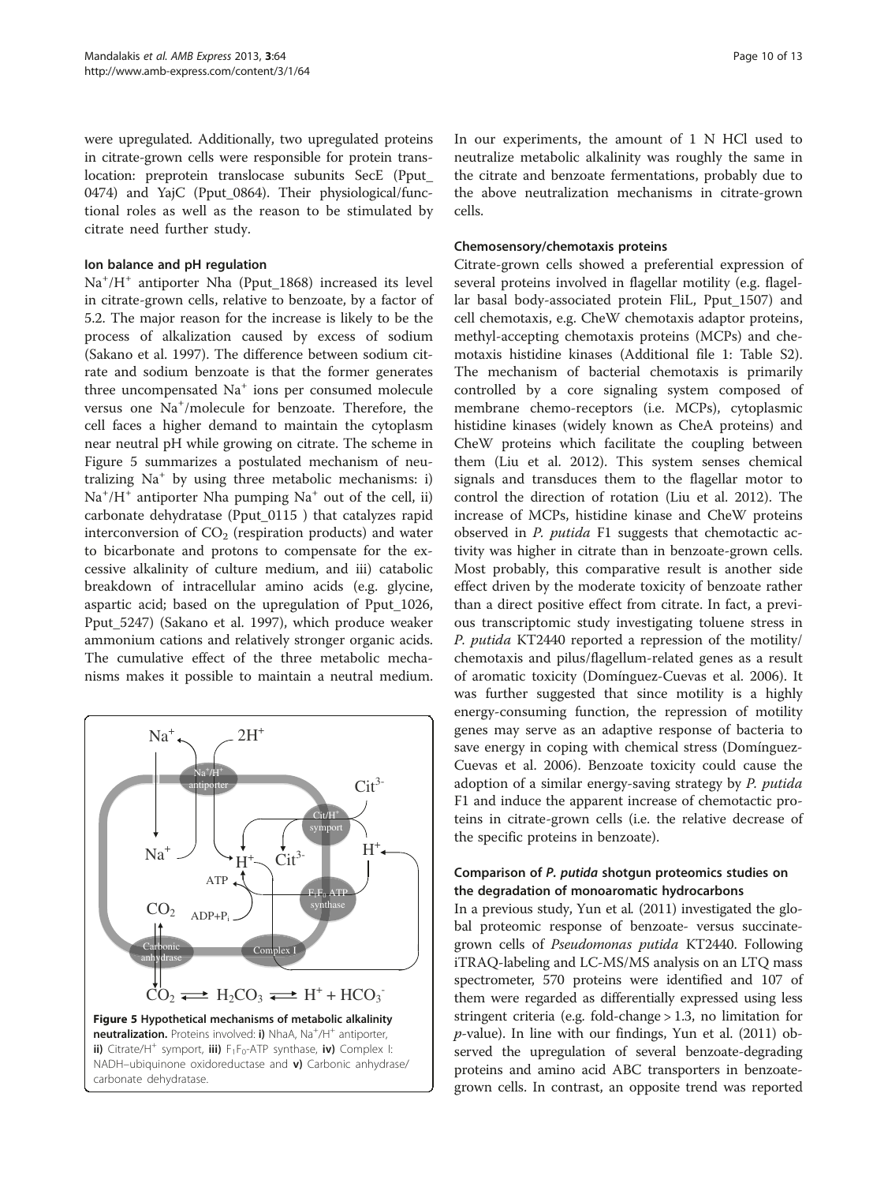were upregulated. Additionally, two upregulated proteins in citrate-grown cells were responsible for protein translocation: preprotein translocase subunits SecE (Pput_0474) and YajC (Pput_0864). Their physiological/functional roles as well as the reason to be stimulated by citrate need further study.

#### Ion balance and pH regulation

$Na^+/H^+$ antiporter Nha (Pput_1868) increased its level in citrate-grown cells, relative to benzoate, by a factor of 5.2. The major reason for the increase is likely to be the process of alkalization caused by excess of sodium (Sakano et al. 1997). The difference between sodium citrate and sodium benzoate is that the former generates three uncompensated $Na^+$ ions per consumed molecule versus one $Na^+$/molecule for benzoate. Therefore, the cell faces a higher demand to maintain the cytoplasm near neutral pH while growing on citrate. The scheme in Figure 5 summarizes a postulated mechanism of neutralizing $Na^+$ by using three metabolic mechanisms: i) $Na^+/H^+$ antiporter Nha pumping $Na^+$ out of the cell, ii) carbonate dehydratase (Pput_0115 ) that catalyzes rapid interconversion of $CO_2$ (respiration products) and water to bicarbonate and protons to compensate for the excessive alkalinity of culture medium, and iii) catabolic breakdown of intracellular amino acids (e.g. glycine, aspartic acid; based on the upregulation of Pput_1026, Pput_5247) (Sakano et al. 1997), which produce weaker ammonium cations and relatively stronger organic acids. The cumulative effect of the three metabolic mechanisms makes it possible to maintain a neutral medium.

**Figure 5 Hypothetical mechanisms of metabolic alkalinity neutralization.** Proteins involved: **i)** NhaA, $Na^+/H^+$ antiporter, **ii)** Citrate/$H^+$ symport, **iii)** $F_1F_0$-ATP synthase, **iv)** Complex I: NADH–ubiquinone oxidoreductase and **v)** Carbonic anhydrase/carbonate dehydratase.

In our experiments, the amount of 1 N HCl used to neutralize metabolic alkalinity was roughly the same in the citrate and benzoate fermentations, probably due to the above neutralization mechanisms in citrate-grown cells.

#### Chemosensory/chemotaxis proteins

Citrate-grown cells showed a preferential expression of several proteins involved in flagellar motility (e.g. flagellar basal body-associated protein FliL, Pput_1507) and cell chemotaxis, e.g. CheW chemotaxis adaptor proteins, methyl-accepting chemotaxis proteins (MCPs) and chemotaxis histidine kinases (Additional file 1: Table S2). The mechanism of bacterial chemotaxis is primarily controlled by a core signaling system composed of membrane chemo-receptors (i.e. MCPs), cytoplasmic histidine kinases (widely known as CheA proteins) and CheW proteins which facilitate the coupling between them (Liu et al. 2012). This system senses chemical signals and transduces them to the flagellar motor to control the direction of rotation (Liu et al. 2012). The increase of MCPs, histidine kinase and CheW proteins observed in *P. putida* F1 suggests that chemotactic activity was higher in citrate than in benzoate-grown cells. Most probably, this comparative result is another side effect driven by the moderate toxicity of benzoate rather than a direct positive effect from citrate. In fact, a previous transcriptomic study investigating toluene stress in *P. putida* KT2440 reported a repression of the motility/chemotaxis and pilus/flagellum-related genes as a result of aromatic toxicity (Domínguez-Cuevas et al. 2006). It was further suggested that since motility is a highly energy-consuming function, the repression of motility genes may serve as an adaptive response of bacteria to save energy in coping with chemical stress (Domínguez-Cuevas et al. 2006). Benzoate toxicity could cause the adoption of a similar energy-saving strategy by *P. putida* F1 and induce the apparent increase of chemotactic proteins in citrate-grown cells (i.e. the relative decrease of the specific proteins in benzoate).

### Comparison of *P. putida* shotgun proteomics studies on the degradation of monoaromatic hydrocarbons

In a previous study, Yun et al. (2011) investigated the global proteomic response of benzoate- versus succinate-grown cells of *Pseudomonas putida* KT2440. Following iTRAQ-labeling and LC-MS/MS analysis on an LTQ mass spectrometer, 570 proteins were identified and 107 of them were regarded as differentially expressed using less stringent criteria (e.g. fold-change > 1.3, no limitation for *p*-value). In line with our findings, Yun et al. (2011) observed the upregulation of several benzoate-degrading proteins and amino acid ABC transporters in benzoate-grown cells. In contrast, an opposite trend was reported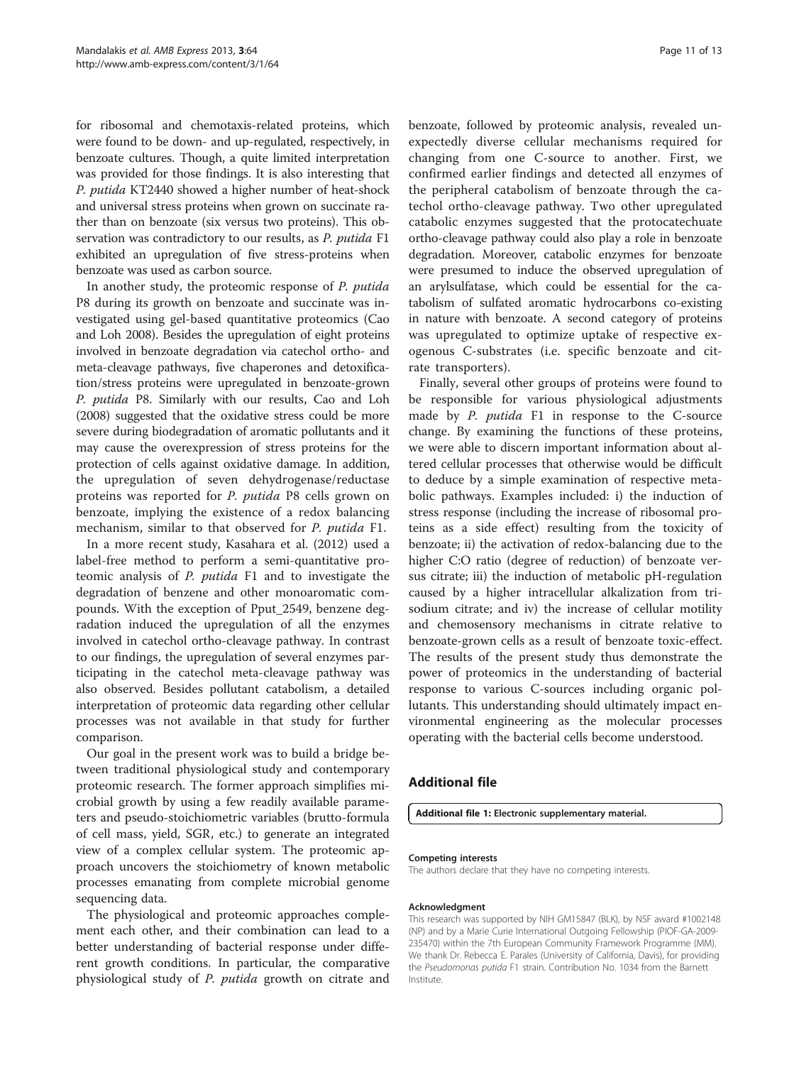for ribosomal and chemotaxis-related proteins, which were found to be down- and up-regulated, respectively, in benzoate cultures. Though, a quite limited interpretation was provided for those findings. It is also interesting that *P. putida* KT2440 showed a higher number of heat-shock and universal stress proteins when grown on succinate rather than on benzoate (six versus two proteins). This observation was contradictory to our results, as *P. putida* F1 exhibited an upregulation of five stress-proteins when benzoate was used as carbon source.

In another study, the proteomic response of *P. putida* P8 during its growth on benzoate and succinate was investigated using gel-based quantitative proteomics (Cao and Loh 2008). Besides the upregulation of eight proteins involved in benzoate degradation via catechol ortho- and meta-cleavage pathways, five chaperones and detoxification/stress proteins were upregulated in benzoate-grown *P. putida* P8. Similarly with our results, Cao and Loh (2008) suggested that the oxidative stress could be more severe during biodegradation of aromatic pollutants and it may cause the overexpression of stress proteins for the protection of cells against oxidative damage. In addition, the upregulation of seven dehydrogenase/reductase proteins was reported for *P. putida* P8 cells grown on benzoate, implying the existence of a redox balancing mechanism, similar to that observed for *P. putida* F1.

In a more recent study, Kasahara et al. (2012) used a label-free method to perform a semi-quantitative proteomic analysis of *P. putida* F1 and to investigate the degradation of benzene and other monoaromatic compounds. With the exception of Pput_2549, benzene degradation induced the upregulation of all the enzymes involved in catechol ortho-cleavage pathway. In contrast to our findings, the upregulation of several enzymes participating in the catechol meta-cleavage pathway was also observed. Besides pollutant catabolism, a detailed interpretation of proteomic data regarding other cellular processes was not available in that study for further comparison.

Our goal in the present work was to build a bridge between traditional physiological study and contemporary proteomic research. The former approach simplifies microbial growth by using a few readily available parameters and pseudo-stoichiometric variables (brutto-formula of cell mass, yield, SGR, etc.) to generate an integrated view of a complex cellular system. The proteomic approach uncovers the stoichiometry of known metabolic processes emanating from complete microbial genome sequencing data.

The physiological and proteomic approaches complement each other, and their combination can lead to a better understanding of bacterial response under different growth conditions. In particular, the comparative physiological study of *P. putida* growth on citrate and benzoate, followed by proteomic analysis, revealed unexpectedly diverse cellular mechanisms required for changing from one C-source to another. First, we confirmed earlier findings and detected all enzymes of the peripheral catabolism of benzoate through the catechol ortho-cleavage pathway. Two other upregulated catabolic enzymes suggested that the protocatechuate ortho-cleavage pathway could also play a role in benzoate degradation. Moreover, catabolic enzymes for benzoate were presumed to induce the observed upregulation of an arylsulfatase, which could be essential for the catabolism of sulfated aromatic hydrocarbons co-existing in nature with benzoate. A second category of proteins was upregulated to optimize uptake of respective exogenous C-substrates (i.e. specific benzoate and citrate transporters).

Finally, several other groups of proteins were found to be responsible for various physiological adjustments made by *P. putida* F1 in response to the C-source change. By examining the functions of these proteins, we were able to discern important information about altered cellular processes that otherwise would be difficult to deduce by a simple examination of respective metabolic pathways. Examples included: i) the induction of stress response (including the increase of ribosomal proteins as a side effect) resulting from the toxicity of benzoate; ii) the activation of redox-balancing due to the higher C:O ratio (degree of reduction) of benzoate versus citrate; iii) the induction of metabolic pH-regulation caused by a higher intracellular alkalization from trisodium citrate; and iv) the increase of cellular motility and chemosensory mechanisms in citrate relative to benzoate-grown cells as a result of benzoate toxic-effect. The results of the present study thus demonstrate the power of proteomics in the understanding of bacterial response to various C-sources including organic pollutants. This understanding should ultimately impact environmental engineering as the molecular processes operating with the bacterial cells become understood.

## Additional file

**Additional file 1: Electronic supplementary material.**

#### Competing interests

The authors declare that they have no competing interests.

#### Acknowledgment

This research was supported by NIH GM15847 (BLK), by NSF award #1002148 (NP) and by a Marie Curie International Outgoing Fellowship (PIOF-GA-2009-235470) within the 7th European Community Framework Programme (MM). We thank Dr. Rebecca E. Parales (University of California, Davis), for providing the *Pseudomonas putida* F1 strain. Contribution No. 1034 from the Barnett Institute.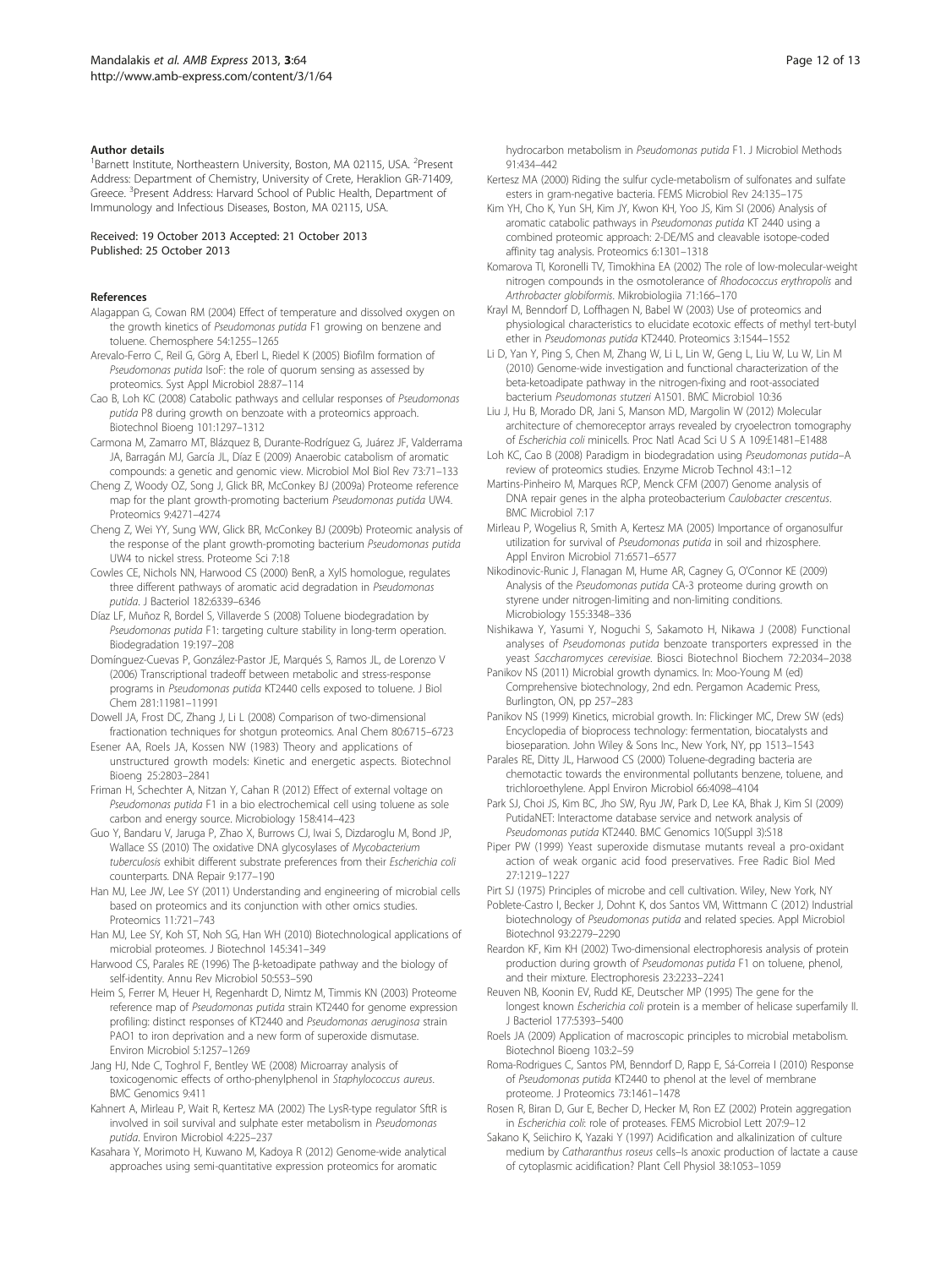#### Author details

[1]Barnett Institute, Northeastern University, Boston, MA 02115, USA. [2]Present Address: Department of Chemistry, University of Crete, Heraklion GR-71409, Greece. [3]Present Address: Harvard School of Public Health, Department of Immunology and Infectious Diseases, Boston, MA 02115, USA.

Received: 19 October 2013 Accepted: 21 October 2013
Published: 25 October 2013

#### References

Alagappan G, Cowan RM (2004) Effect of temperature and dissolved oxygen on the growth kinetics of *Pseudomonas putida* F1 growing on benzene and toluene. Chemosphere 54:1255–1265

Arevalo-Ferro C, Reil G, Görg A, Eberl L, Riedel K (2005) Biofilm formation of *Pseudomonas putida* IsoF: the role of quorum sensing as assessed by proteomics. Syst Appl Microbiol 28:87–114

Cao B, Loh KC (2008) Catabolic pathways and cellular responses of *Pseudomonas putida* P8 during growth on benzoate with a proteomics approach. Biotechnol Bioeng 101:1297–1312

Carmona M, Zamarro MT, Blázquez B, Durante-Rodríguez G, Juárez JF, Valderrama JA, Barragán MJ, García JL, Díaz E (2009) Anaerobic catabolism of aromatic compounds: a genetic and genomic view. Microbiol Mol Biol Rev 73:71–133

Cheng Z, Woody OZ, Song J, Glick BR, McConkey BJ (2009a) Proteome reference map for the plant growth-promoting bacterium *Pseudomonas putida* UW4. Proteomics 9:4271–4274

Cheng Z, Wei YY, Sung WW, Glick BR, McConkey BJ (2009b) Proteomic analysis of the response of the plant growth-promoting bacterium *Pseudomonas putida* UW4 to nickel stress. Proteome Sci 7:18

Cowles CE, Nichols NN, Harwood CS (2000) BenR, a XylS homologue, regulates three different pathways of aromatic acid degradation in *Pseudomonas putida*. J Bacteriol 182:6339–6346

Díaz LF, Muñoz R, Bordel S, Villaverde S (2008) Toluene biodegradation by *Pseudomonas putida* F1: targeting culture stability in long-term operation. Biodegradation 19:197–208

Domínguez-Cuevas P, González-Pastor JE, Marqués S, Ramos JL, de Lorenzo V (2006) Transcriptional tradeoff between metabolic and stress-response programs in *Pseudomonas putida* KT2440 cells exposed to toluene. J Biol Chem 281:11981–11991

Dowell JA, Frost DC, Zhang J, Li L (2008) Comparison of two-dimensional fractionation techniques for shotgun proteomics. Anal Chem 80:6715–6723

Esener AA, Roels JA, Kossen NW (1983) Theory and applications of unstructured growth models: Kinetic and energetic aspects. Biotechnol Bioeng 25:2803–2841

Friman H, Schechter A, Nitzan Y, Cahan R (2012) Effect of external voltage on *Pseudomonas putida* F1 in a bio electrochemical cell using toluene as sole carbon and energy source. Microbiology 158:414–423

Guo Y, Bandaru V, Jaruga P, Zhao X, Burrows CJ, Iwai S, Dizdaroglu M, Bond JP, Wallace SS (2010) The oxidative DNA glycosylases of *Mycobacterium tuberculosis* exhibit different substrate preferences from their *Escherichia coli* counterparts. DNA Repair 9:177–190

Han MJ, Lee JW, Lee SY (2011) Understanding and engineering of microbial cells based on proteomics and its conjunction with other omics studies. Proteomics 11:721–743

Han MJ, Lee SY, Koh ST, Noh SG, Han WH (2010) Biotechnological applications of microbial proteomes. J Biotechnol 145:341–349

Harwood CS, Parales RE (1996) The β-ketoadipate pathway and the biology of self-identity. Annu Rev Microbiol 50:553–590

Heim S, Ferrer M, Heuer H, Regenhardt D, Nimtz M, Timmis KN (2003) Proteome reference map of *Pseudomonas putida* strain KT2440 for genome expression profiling: distinct responses of KT2440 and *Pseudomonas aeruginosa* strain PAO1 to iron deprivation and a new form of superoxide dismutase. Environ Microbiol 5:1257–1269

Jang HJ, Nde C, Toghrol F, Bentley WE (2008) Microarray analysis of toxicogenomic effects of ortho-phenylphenol in *Staphylococcus aureus*. BMC Genomics 9:411

Kahnert A, Mirleau P, Wait R, Kertesz MA (2002) The LysR-type regulator SftR is involved in soil survival and sulphate ester metabolism in *Pseudomonas putida*. Environ Microbiol 4:225–237

Kasahara Y, Morimoto H, Kuwano M, Kadoya R (2012) Genome-wide analytical approaches using semi-quantitative expression proteomics for aromatic hydrocarbon metabolism in *Pseudomonas putida* F1. J Microbiol Methods 91:434–442

Kertesz MA (2000) Riding the sulfur cycle-metabolism of sulfonates and sulfate esters in gram-negative bacteria. FEMS Microbiol Rev 24:135–175

Kim YH, Cho K, Yun SH, Kim JY, Kwon KH, Yoo JS, Kim SI (2006) Analysis of aromatic catabolic pathways in *Pseudomonas putida* KT 2440 using a combined proteomic approach: 2-DE/MS and cleavable isotope-coded affinity tag analysis. Proteomics 6:1301–1318

Komarova TI, Koronelli TV, Timokhina EA (2002) The role of low-molecular-weight nitrogen compounds in the osmotolerance of *Rhodococcus erythropolis* and *Arthrobacter globiformis*. Mikrobiologiia 71:166–170

Krayl M, Benndorf D, Loffhagen N, Babel W (2003) Use of proteomics and physiological characteristics to elucidate ecotoxic effects of methyl tert-butyl ether in *Pseudomonas putida* KT2440. Proteomics 3:1544–1552

Li D, Yan Y, Ping S, Chen M, Zhang W, Li L, Lin W, Geng L, Liu W, Lu W, Lin M (2010) Genome-wide investigation and functional characterization of the beta-ketoadipate pathway in the nitrogen-fixing and root-associated bacterium *Pseudomonas stutzeri* A1501. BMC Microbiol 10:36

Liu J, Hu B, Morado DR, Jani S, Manson MD, Margolin W (2012) Molecular architecture of chemoreceptor arrays revealed by cryoelectron tomography of *Escherichia coli* minicells. Proc Natl Acad Sci U S A 109:E1481–E1488

Loh KC, Cao B (2008) Paradigm in biodegradation using *Pseudomonas putida*–A review of proteomics studies. Enzyme Microb Technol 43:1–12

Martins-Pinheiro M, Marques RCP, Menck CFM (2007) Genome analysis of DNA repair genes in the alpha proteobacterium *Caulobacter crescentus*. BMC Microbiol 7:17

Mirleau P, Wogelius R, Smith A, Kertesz MA (2005) Importance of organosulfur utilization for survival of *Pseudomonas putida* in soil and rhizosphere. Appl Environ Microbiol 71:6571–6577

Nikodinovic-Runic J, Flanagan M, Hume AR, Cagney G, O'Connor KE (2009) Analysis of the *Pseudomonas putida* CA-3 proteome during growth on styrene under nitrogen-limiting and non-limiting conditions. Microbiology 155:3348–336

Nishikawa Y, Yasumi Y, Noguchi S, Sakamoto H, Nikawa J (2008) Functional analyses of *Pseudomonas putida* benzoate transporters expressed in the yeast *Saccharomyces cerevisiae*. Biosci Biotechnol Biochem 72:2034–2038

Panikov NS (2011) Microbial growth dynamics. In: Moo-Young M (ed) Comprehensive biotechnology, 2nd edn. Pergamon Academic Press, Burlington, ON, pp 257–283

Panikov NS (1999) Kinetics, microbial growth. In: Flickinger MC, Drew SW (eds) Encyclopedia of bioprocess technology: fermentation, biocatalysts and bioseparation. John Wiley & Sons Inc., New York, NY, pp 1513–1543

Parales RE, Ditty JL, Harwood CS (2000) Toluene-degrading bacteria are chemotactic towards the environmental pollutants benzene, toluene, and trichloroethylene. Appl Environ Microbiol 66:4098–4104

Park SJ, Choi JS, Kim BC, Jho SW, Ryu JW, Park D, Lee KA, Bhak J, Kim SI (2009) PutidaNET: Interactome database service and network analysis of *Pseudomonas putida* KT2440. BMC Genomics 10(Suppl 3):S18

Piper PW (1999) Yeast superoxide dismutase mutants reveal a pro-oxidant action of weak organic acid food preservatives. Free Radic Biol Med 27:1219–1227

Pirt SJ (1975) Principles of microbe and cell cultivation. Wiley, New York, NY

Poblete-Castro I, Becker J, Dohnt K, dos Santos VM, Wittmann C (2012) Industrial biotechnology of *Pseudomonas putida* and related species. Appl Microbiol Biotechnol 93:2279–2290

Reardon KF, Kim KH (2002) Two-dimensional electrophoresis analysis of protein production during growth of *Pseudomonas putida* F1 on toluene, phenol, and their mixture. Electrophoresis 23:2233–2241

Reuven NB, Koonin EV, Rudd KE, Deutscher MP (1995) The gene for the longest known *Escherichia coli* protein is a member of helicase superfamily II. J Bacteriol 177:5393–5400

Roels JA (2009) Application of macroscopic principles to microbial metabolism. Biotechnol Bioeng 103:2–59

Roma-Rodrigues C, Santos PM, Benndorf D, Rapp E, Sá-Correia I (2010) Response of *Pseudomonas putida* KT2440 to phenol at the level of membrane proteome. J Proteomics 73:1461–1478

Rosen R, Biran D, Gur E, Becher D, Hecker M, Ron EZ (2002) Protein aggregation in *Escherichia coli*: role of proteases. FEMS Microbiol Lett 207:9–12

Sakano K, Seiichiro K, Yazaki Y (1997) Acidification and alkalinization of culture medium by *Catharanthus roseus* cells–Is anoxic production of lactate a cause of cytoplasmic acidification? Plant Cell Physiol 38:1053–1059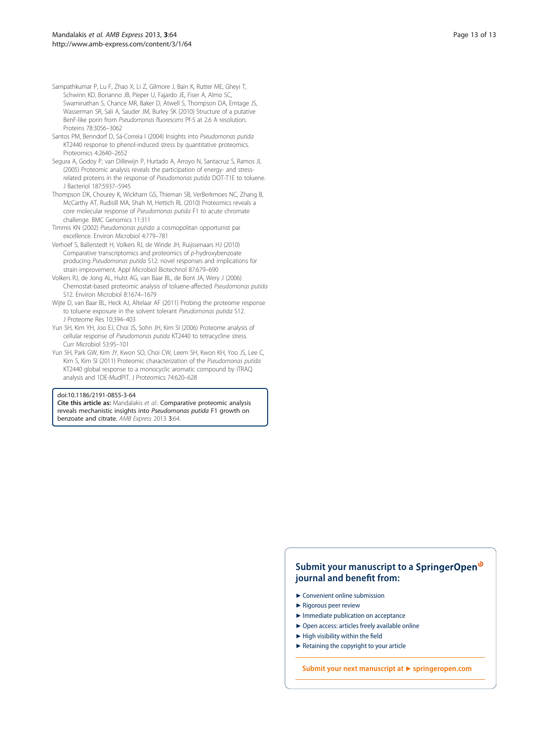Sampathkumar P, Lu F, Zhao X, Li Z, Gilmore J, Bain K, Rutter ME, Gheyi T, Schwinn KD, Bonanno JB, Pieper U, Fajardo JE, Fiser A, Almo SC, Swaminathan S, Chance MR, Baker D, Atwell S, Thompson DA, Emtage JS, Wasserman SR, Sali A, Sauder JM, Burley SK (2010) Structure of a putative BenF-like porin from *Pseudomonas fluorescens* Pf-5 at 2.6 A resolution. Proteins 78:3056–3062

Santos PM, Benndorf D, Sá-Correia I (2004) Insights into *Pseudomonas putida* KT2440 response to phenol-induced stress by quantitative proteomics. Proteomics 4:2640–2652

Segura A, Godoy P, van Dillewijn P, Hurtado A, Arroyo N, Santacruz S, Ramos JL (2005) Proteomic analysis reveals the participation of energy- and stress-related proteins in the response of *Pseudomonas putida* DOT-T1E to toluene. J Bacteriol 187:5937–5945

Thompson DK, Chourey K, Wickham GS, Thieman SB, VerBerkmoes NC, Zhang B, McCarthy AT, Rudisill MA, Shah M, Hettich RL (2010) Proteomics reveals a core molecular response of *Pseudomonas putida* F1 to acute chromate challenge. BMC Genomics 11:311

Timmis KN (2002) *Pseudomonas putida*: a cosmopolitan opportunist par excellence. Environ Microbiol 4:779–781

Verhoef S, Ballerstedt H, Volkers RJ, de Winde JH, Ruijssenaars HJ (2010) Comparative transcriptomics and proteomics of *p*-hydroxybenzoate producing *Pseudomonas putida* S12: novel responses and implications for strain improvement. Appl Microbiol Biotechnol 87:679–690

Volkers RJ, de Jong AL, Hulst AG, van Baar BL, de Bont JA, Wery J (2006) Chemostat-based proteomic analysis of toluene-affected *Pseudomonas putida* S12. Environ Microbiol 8:1674–1679

Wijte D, van Baar BL, Heck AJ, Altelaar AF (2011) Probing the proteome response to toluene exposure in the solvent tolerant *Pseudomonas putida* S12. J Proteome Res 10:394–403

Yun SH, Kim YH, Joo EJ, Choi JS, Sohn JH, Kim SI (2006) Proteome analysis of cellular response of *Pseudomonas putida* KT2440 to tetracycline stress. Curr Microbiol 53:95–101

Yun SH, Park GW, Kim JY, Kwon SO, Choi CW, Leem SH, Kwon KH, Yoo JS, Lee C, Kim S, Kim SI (2011) Proteomic characterization of the *Pseudomonas putida* KT2440 global response to a monocyclic aromatic compound by iTRAQ analysis and 1DE-MudPIT. J Proteomics 74:620–628

doi:10.1186/2191-0855-3-64
**Cite this article as:** Mandalakis *et al.*: Comparative proteomic analysis reveals mechanistic insights into *Pseudomonas putida* F1 growth on benzoate and citrate. *AMB Express* 2013 **3**:64.

**Submit your manuscript to a SpringerOpen journal and benefit from:**

- ► Convenient online submission
- ► Rigorous peer review
- ► Immediate publication on acceptance
- ► Open access: articles freely available online
- ► High visibility within the field
- ► Retaining the copyright to your article

**Submit your next manuscript at ► springeropen.com**